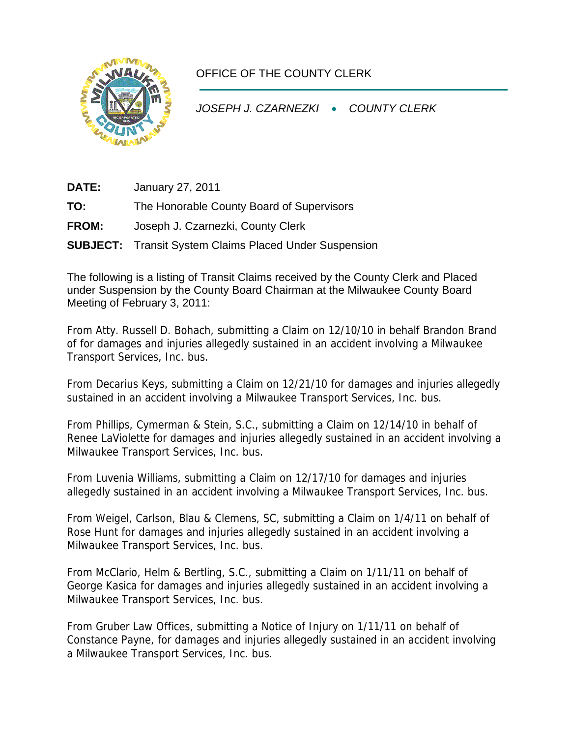OFFICE OF THE COUNTY CLERK

*JOSEPH J. CZARNEZKI • COUNTY CLERK*

**DATE:** January 27, 2011

**TO:** The Honorable County Board of Supervisors

**FROM:** Joseph J. Czarnezki, County Clerk

**SUBJECT:** Transit System Claims Placed Under Suspension

The following is a listing of Transit Claims received by the County Clerk and Placed under Suspension by the County Board Chairman at the Milwaukee County Board Meeting of February 3, 2011:

From Atty. Russell D. Bohach, submitting a Claim on 12/10/10 in behalf Brandon Brand of for damages and injuries allegedly sustained in an accident involving a Milwaukee Transport Services, Inc. bus.

From Decarius Keys, submitting a Claim on 12/21/10 for damages and injuries allegedly sustained in an accident involving a Milwaukee Transport Services, Inc. bus.

From Phillips, Cymerman & Stein, S.C., submitting a Claim on 12/14/10 in behalf of Renee LaViolette for damages and injuries allegedly sustained in an accident involving a Milwaukee Transport Services, Inc. bus.

From Luvenia Williams, submitting a Claim on 12/17/10 for damages and injuries allegedly sustained in an accident involving a Milwaukee Transport Services, Inc. bus.

From Weigel, Carlson, Blau & Clemens, SC, submitting a Claim on 1/4/11 on behalf of Rose Hunt for damages and injuries allegedly sustained in an accident involving a Milwaukee Transport Services, Inc. bus.

From McClario, Helm & Bertling, S.C., submitting a Claim on 1/11/11 on behalf of George Kasica for damages and injuries allegedly sustained in an accident involving a Milwaukee Transport Services, Inc. bus.

From Gruber Law Offices, submitting a Notice of Injury on 1/11/11 on behalf of Constance Payne, for damages and injuries allegedly sustained in an accident involving a Milwaukee Transport Services, Inc. bus.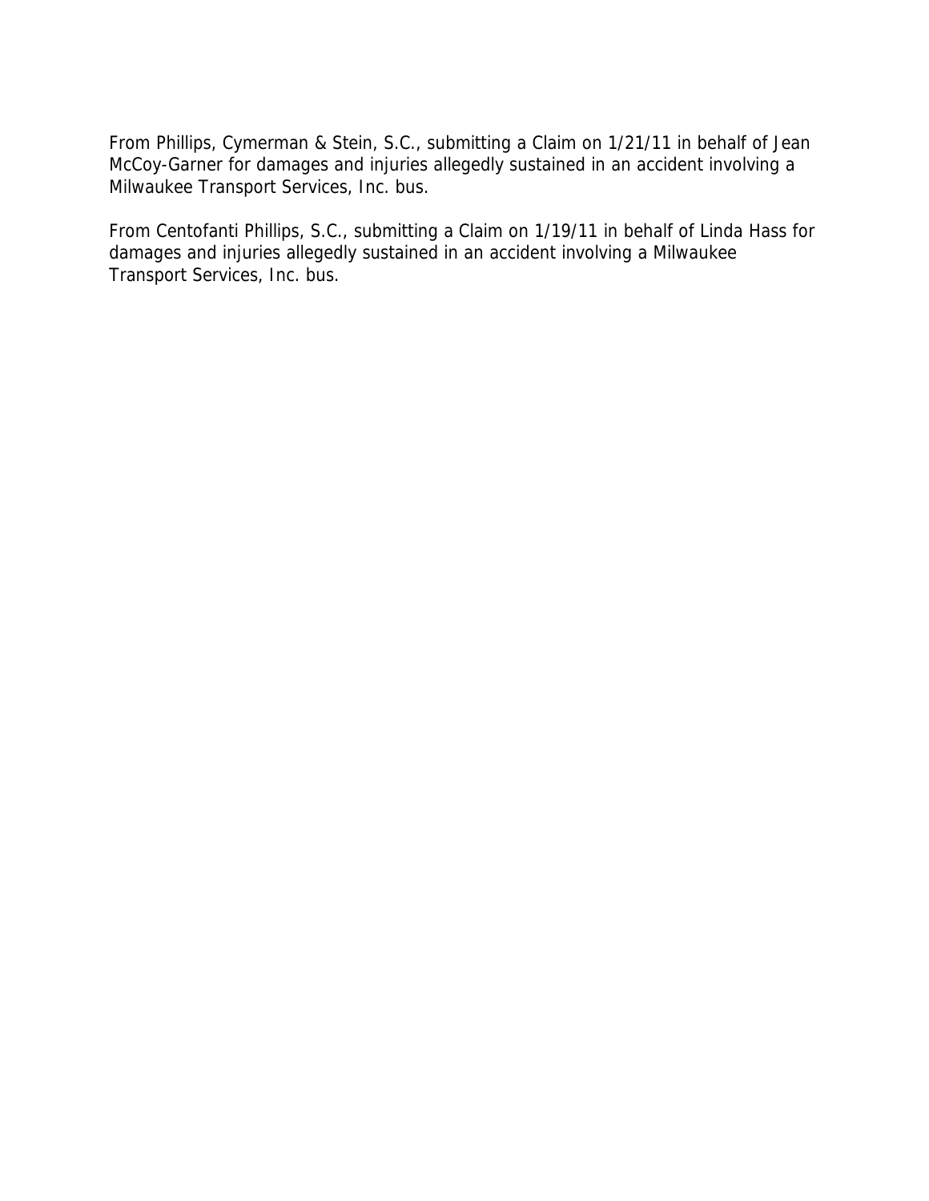From Phillips, Cymerman & Stein, S.C., submitting a Claim on 1/21/11 in behalf of Jean McCoy-Garner for damages and injuries allegedly sustained in an accident involving a Milwaukee Transport Services, Inc. bus.

From Centofanti Phillips, S.C., submitting a Claim on 1/19/11 in behalf of Linda Hass for damages and injuries allegedly sustained in an accident involving a Milwaukee Transport Services, Inc. bus.